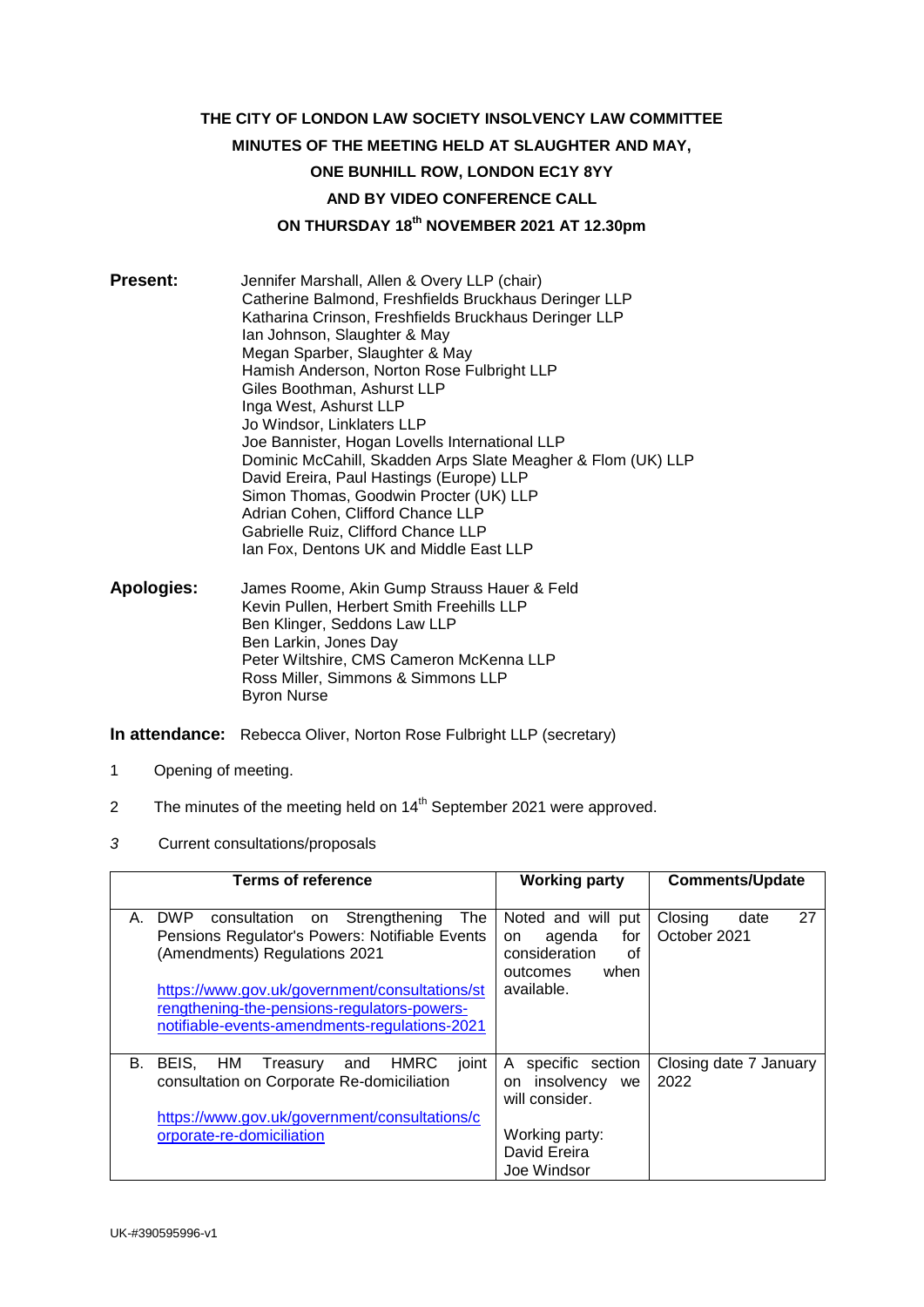**THE CITY OF LONDON LAW SOCIETY INSOLVENCY LAW COMMITTEE**

**MINUTES OF THE MEETING HELD AT SLAUGHTER AND MAY,**

**ONE BUNHILL ROW, LONDON EC1Y 8YY**

**AND BY VIDEO CONFERENCE CALL**

**ON THURSDAY 18th NOVEMBER 2021 AT 12.30pm**

**Present:**

Jennifer Marshall, Allen & Overy LLP (chair)
Catherine Balmond, Freshfields Bruckhaus Deringer LLP
Katharina Crinson, Freshfields Bruckhaus Deringer LLP
Ian Johnson, Slaughter & May
Megan Sparber, Slaughter & May
Hamish Anderson, Norton Rose Fulbright LLP
Giles Boothman, Ashurst LLP
Inga West, Ashurst LLP
Jo Windsor, Linklaters LLP
Joe Bannister, Hogan Lovells International LLP
Dominic McCahill, Skadden Arps Slate Meagher & Flom (UK) LLP
David Ereira, Paul Hastings (Europe) LLP
Simon Thomas, Goodwin Procter (UK) LLP
Adrian Cohen, Clifford Chance LLP
Gabrielle Ruiz, Clifford Chance LLP
Ian Fox, Dentons UK and Middle East LLP

**Apologies:**

James Roome, Akin Gump Strauss Hauer & Feld
Kevin Pullen, Herbert Smith Freehills LLP
Ben Klinger, Seddons Law LLP
Ben Larkin, Jones Day
Peter Wiltshire, CMS Cameron McKenna LLP
Ross Miller, Simmons & Simmons LLP
Byron Nurse

**In attendance:** Rebecca Oliver, Norton Rose Fulbright LLP (secretary)

1 Opening of meeting.

2 The minutes of the meeting held on 14th September 2021 were approved.

*3* Current consultations/proposals

| Terms of reference | Working party | Comments/Update |
|---|---|---|
| A. DWP consultation on Strengthening The Pensions Regulator's Powers: Notifiable Events (Amendments) Regulations 2021<br><br>https://www.gov.uk/government/consultations/strengthening-the-pensions-regulators-powers-notifiable-events-amendments-regulations-2021 | Noted and will put on agenda for consideration of outcomes when available. | Closing date 27 October 2021 |
| B. BEIS, HM Treasury and HMRC joint consultation on Corporate Re-domiciliation<br><br>https://www.gov.uk/government/consultations/corporate-re-domiciliation | A specific section on insolvency we will consider.<br><br>Working party:<br>David Ereira<br>Joe Windsor | Closing date 7 January 2022 |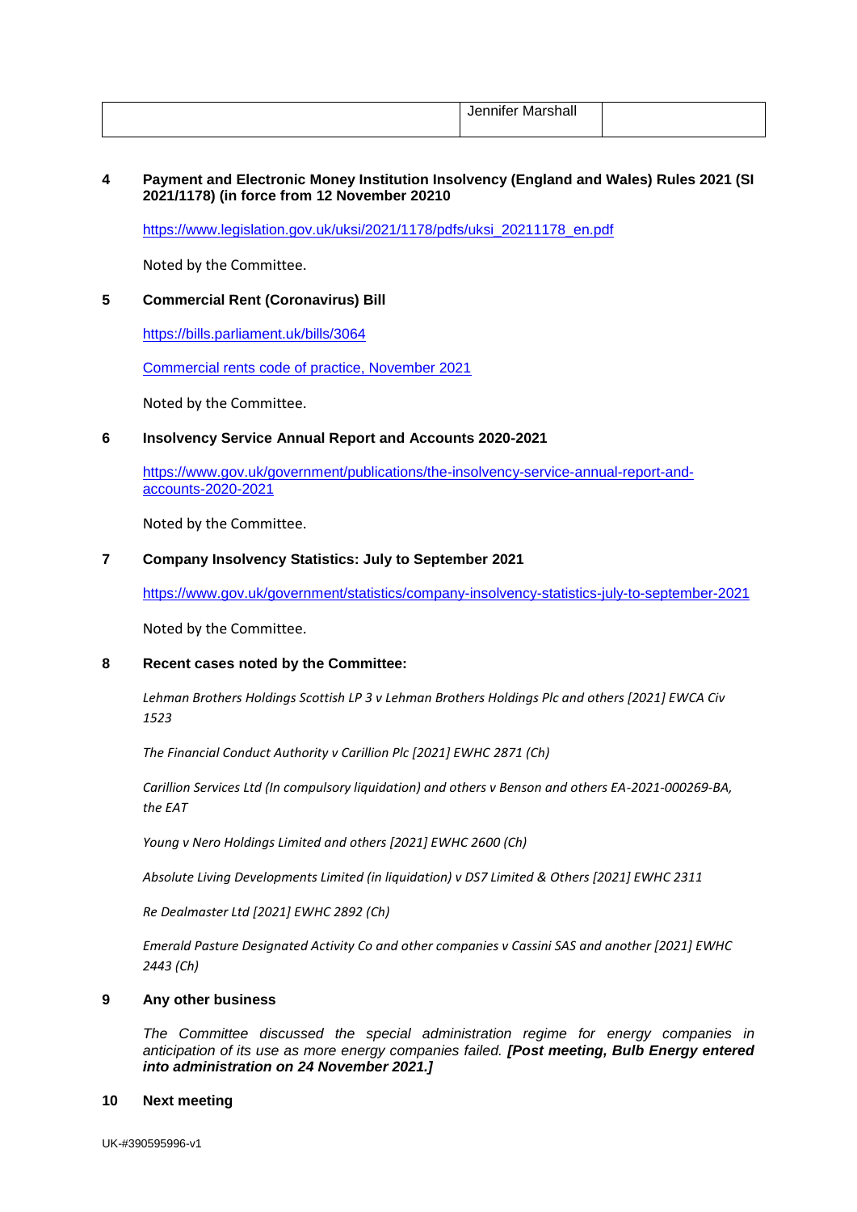| | Jennifer Marshall | |
|---|---|---|

**4 Payment and Electronic Money Institution Insolvency (England and Wales) Rules 2021 (SI 2021/1178) (in force from 12 November 20210**

https://www.legislation.gov.uk/uksi/2021/1178/pdfs/uksi_20211178_en.pdf

Noted by the Committee.

**5 Commercial Rent (Coronavirus) Bill**

https://bills.parliament.uk/bills/3064

Commercial rents code of practice, November 2021

Noted by the Committee.

**6 Insolvency Service Annual Report and Accounts 2020-2021**

https://www.gov.uk/government/publications/the-insolvency-service-annual-report-and-accounts-2020-2021

Noted by the Committee.

**7 Company Insolvency Statistics: July to September 2021**

https://www.gov.uk/government/statistics/company-insolvency-statistics-july-to-september-2021

Noted by the Committee.

**8 Recent cases noted by the Committee:**

*Lehman Brothers Holdings Scottish LP 3 v Lehman Brothers Holdings Plc and others [2021] EWCA Civ 1523*

*The Financial Conduct Authority v Carillion Plc [2021] EWHC 2871 (Ch)*

*Carillion Services Ltd (In compulsory liquidation) and others v Benson and others EA-2021-000269-BA, the EAT*

*Young v Nero Holdings Limited and others [2021] EWHC 2600 (Ch)*

*Absolute Living Developments Limited (in liquidation) v DS7 Limited & Others [2021] EWHC 2311*

*Re Dealmaster Ltd [2021] EWHC 2892 (Ch)*

*Emerald Pasture Designated Activity Co and other companies v Cassini SAS and another [2021] EWHC 2443 (Ch)*

**9 Any other business**

*The Committee discussed the special administration regime for energy companies in anticipation of its use as more energy companies failed.* ***[Post meeting, Bulb Energy entered into administration on 24 November 2021.]***

**10 Next meeting**

UK-#390595996-v1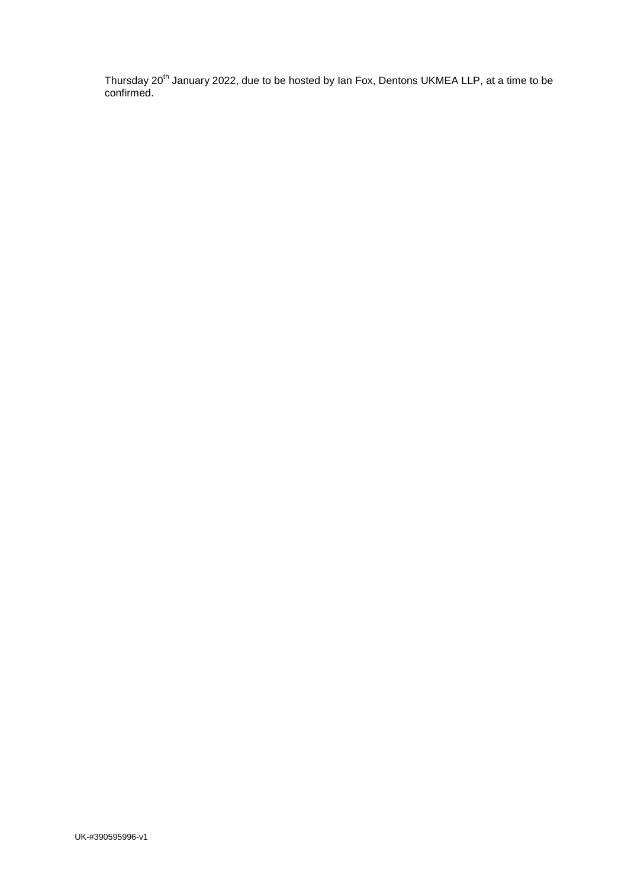Thursday 20th January 2022, due to be hosted by Ian Fox, Dentons UKMEA LLP, at a time to be confirmed.

UK-#390595996-v1